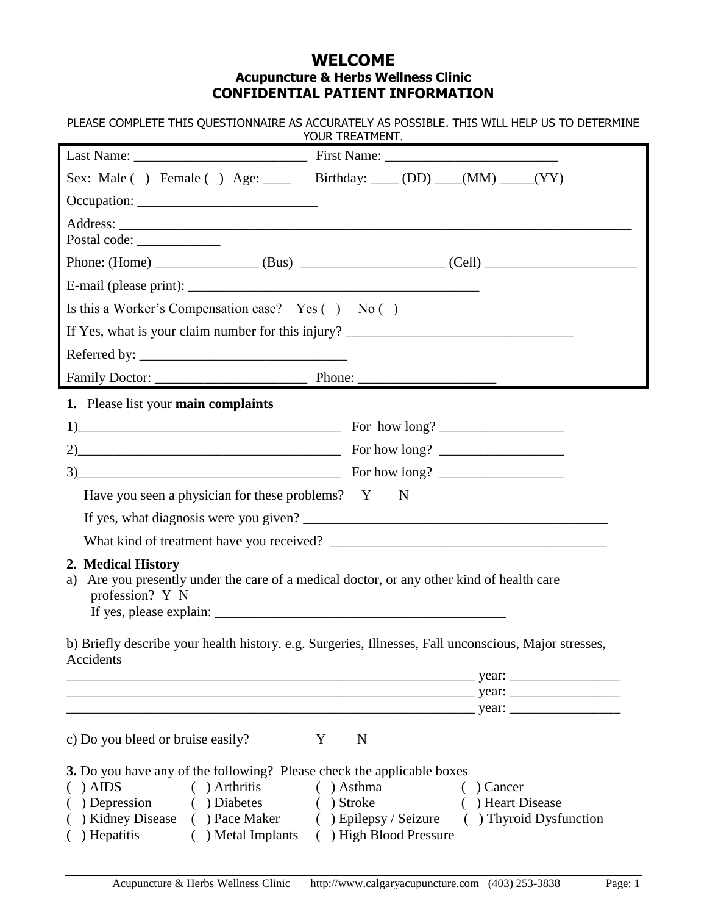# WELCOME

## Acupuncture & Herbs Wellness Clinic

## CONFIDENTIAL PATIENT INFORMATION

PLEASE COMPLETE THIS QUESTIONNAIRE AS ACCURATELY AS POSSIBLE. THIS WILL HELP US TO DETERMINE YOUR TREATMENT.

Last Name: _________________________ First Name: _________________________

Sex: Male ( ) Female ( ) Age: ____ Birthday: ____ (DD) ____(MM) _____(YY)

Occupation: __________________________

Address: ___________________________________________________________________________

Postal code: ____________

Phone: (Home) _______________ (Bus) ____________________ (Cell) _____________________

E-mail (please print): ___________________________________________

Is this a Worker's Compensation case? Yes ( ) No ( )

If Yes, what is your claim number for this injury? ________________________________

Referred by: ______________________________

Family Doctor: ______________________ Phone: ___________________

**1.** Please list your **main complaints**

1)_______________________________________ For how long? __________________

2)_______________________________________ For how long? __________________

3)_______________________________________ For how long? __________________

Have you seen a physician for these problems? Y N

If yes, what diagnosis were you given? ____________________________________________

What kind of treatment have you received? _______________________________________

**2. Medical History**

a) Are you presently under the care of a medical doctor, or any other kind of health care profession? Y N

If yes, please explain: ___________________________________________

b) Briefly describe your health history. e.g. Surgeries, Illnesses, Fall unconscious, Major stresses, Accidents

_____________________________________________________________ year: ________________

_____________________________________________________________ year: ________________

_____________________________________________________________ year: ________________

c) Do you bleed or bruise easily? Y N

**3.** Do you have any of the following? Please check the applicable boxes

|  |  |  |  |
|---|---|---|---|
| ( ) AIDS | ( ) Arthritis | ( ) Asthma | ( ) Cancer |
| ( ) Depression | ( ) Diabetes | ( ) Stroke | ( ) Heart Disease |
| ( ) Kidney Disease | ( ) Pace Maker | ( ) Epilepsy / Seizure | ( ) Thyroid Dysfunction |
| ( ) Hepatitis | ( ) Metal Implants | ( ) High Blood Pressure | |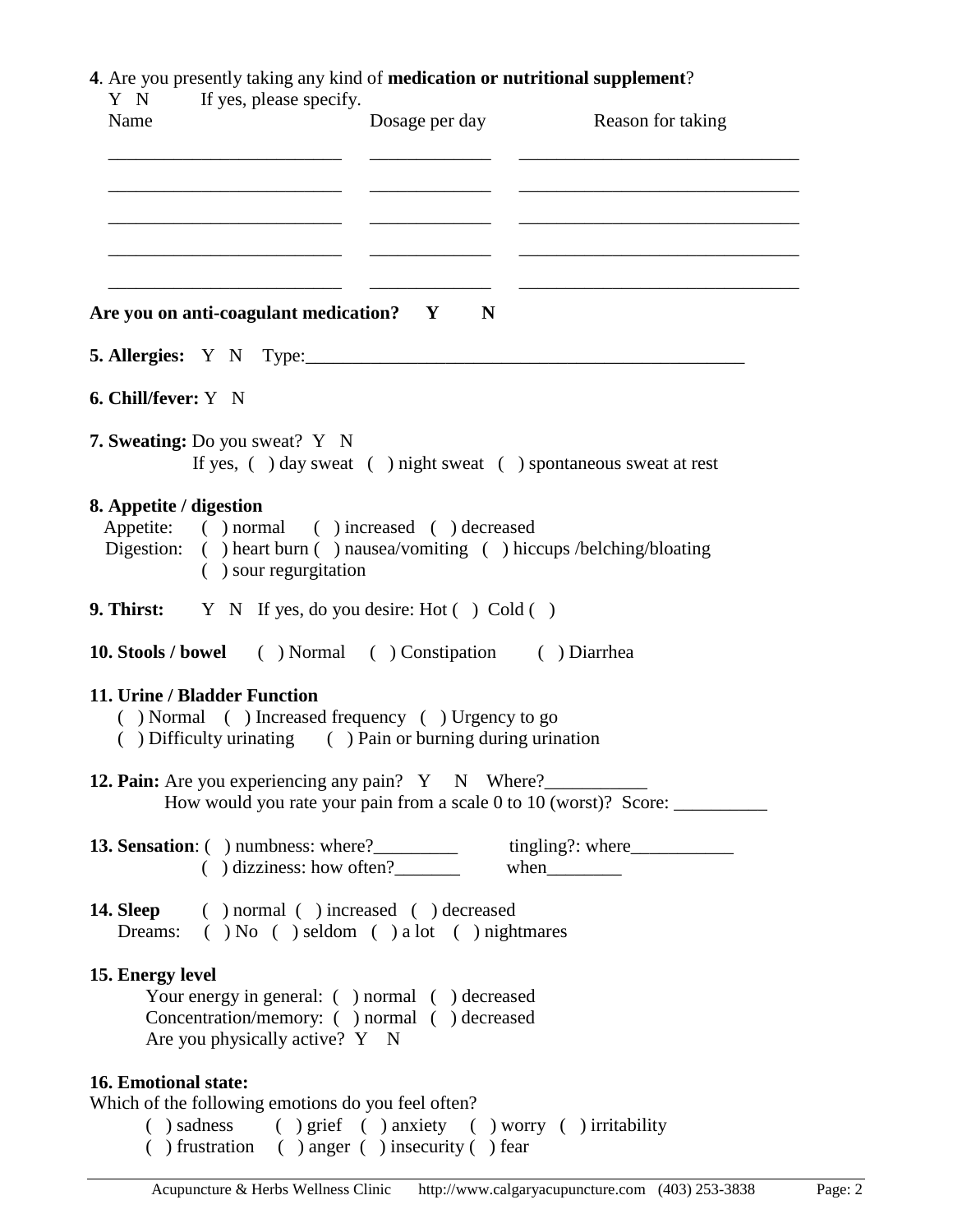**4**. Are you presently taking any kind of **medication or nutritional supplement**?

Y N If yes, please specify.

| Name | Dosage per day | Reason for taking |
|---|---|---|
| ________________________ | ____________ | ____________________________ |
| ________________________ | ____________ | ____________________________ |
| ________________________ | ____________ | ____________________________ |
| ________________________ | ____________ | ____________________________ |
| ________________________ | ____________ | ____________________________ |

**Are you on anti-coagulant medication? Y N**

**5. Allergies:** Y N Type:_____________________________________________

**6. Chill/fever:** Y N

**7. Sweating:** Do you sweat? Y N

If yes, ( ) day sweat ( ) night sweat ( ) spontaneous sweat at rest

**8. Appetite / digestion**

Appetite: ( ) normal ( ) increased ( ) decreased

Digestion: ( ) heart burn ( ) nausea/vomiting ( ) hiccups /belching/bloating

( ) sour regurgitation

**9. Thirst:** Y N If yes, do you desire: Hot ( ) Cold ( )

**10. Stools / bowel** ( ) Normal ( ) Constipation ( ) Diarrhea

**11. Urine / Bladder Function**

( ) Normal ( ) Increased frequency ( ) Urgency to go

( ) Difficulty urinating ( ) Pain or burning during urination

**12. Pain:** Are you experiencing any pain? Y N Where?___________

How would you rate your pain from a scale 0 to 10 (worst)? Score: __________

**13. Sensation**: ( ) numbness: where?_________ tingling?: where___________

( ) dizziness: how often?_______ when________

**14. Sleep** ( ) normal ( ) increased ( ) decreased

Dreams: ( ) No ( ) seldom ( ) a lot ( ) nightmares

**15. Energy level**

Your energy in general: ( ) normal ( ) decreased

Concentration/memory: ( ) normal ( ) decreased

Are you physically active? Y N

**16. Emotional state:**

Which of the following emotions do you feel often?

( ) sadness ( ) grief ( ) anxiety ( ) worry ( ) irritability

( ) frustration ( ) anger ( ) insecurity ( ) fear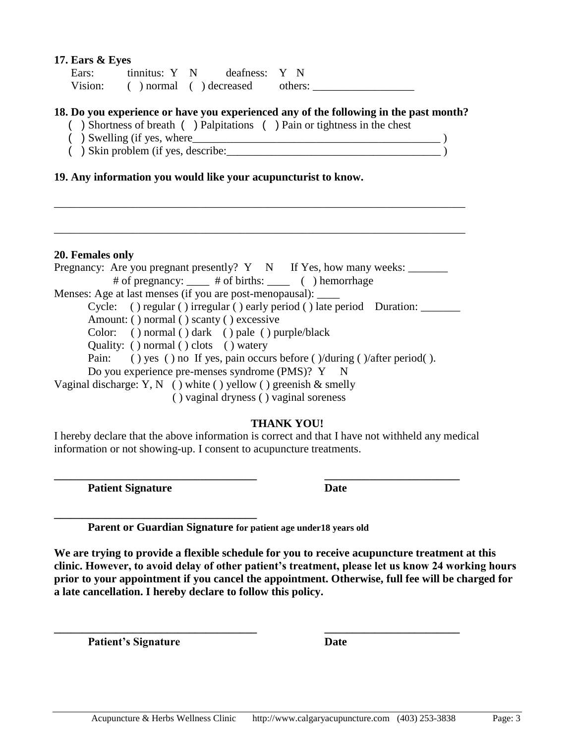**17. Ears & Eyes**

Ears: tinnitus: Y N deafness: Y N

Vision: ( ) normal ( ) decreased others: __________________

**18. Do you experience or have you experienced any of the following in the past month?**

( ) Shortness of breath ( ) Palpitations ( ) Pain or tightness in the chest

( ) Swelling (if yes, where_____________________________________________ )

( ) Skin problem (if yes, describe:______________________________________ )

**19. Any information you would like your acupuncturist to know.**

___________________________________________________________________________

___________________________________________________________________________

**20. Females only**

Pregnancy: Are you pregnant presently? Y N If Yes, how many weeks: _______

\# of pregnancy: ____ # of births: ____ ( ) hemorrhage

Menses: Age at last menses (if you are post-menopausal): ____

Cycle: ( ) regular ( ) irregular ( ) early period ( ) late period Duration: _______

Amount: ( ) normal ( ) scanty ( ) excessive

Color: ( ) normal ( ) dark ( ) pale ( ) purple/black

Quality: ( ) normal ( ) clots ( ) watery

Pain: ( ) yes ( ) no If yes, pain occurs before ( )/during ( )/after period( ).

Do you experience pre-menses syndrome (PMS)? Y N

Vaginal discharge: Y, N ( ) white ( ) yellow ( ) greenish & smelly

( ) vaginal dryness ( ) vaginal soreness

**THANK YOU!**

I hereby declare that the above information is correct and that I have not withheld any medical information or not showing-up. I consent to acupuncture treatments.

**____________________________________** **________________________**

**Patient Signature** **Date**

**____________________________________**

**Parent or Guardian Signature for patient age under18 years old**

**We are trying to provide a flexible schedule for you to receive acupuncture treatment at this clinic. However, to avoid delay of other patient's treatment, please let us know 24 working hours prior to your appointment if you cancel the appointment. Otherwise, full fee will be charged for a late cancellation. I hereby declare to follow this policy.**

**____________________________________** **________________________**

**Patient's Signature** **Date**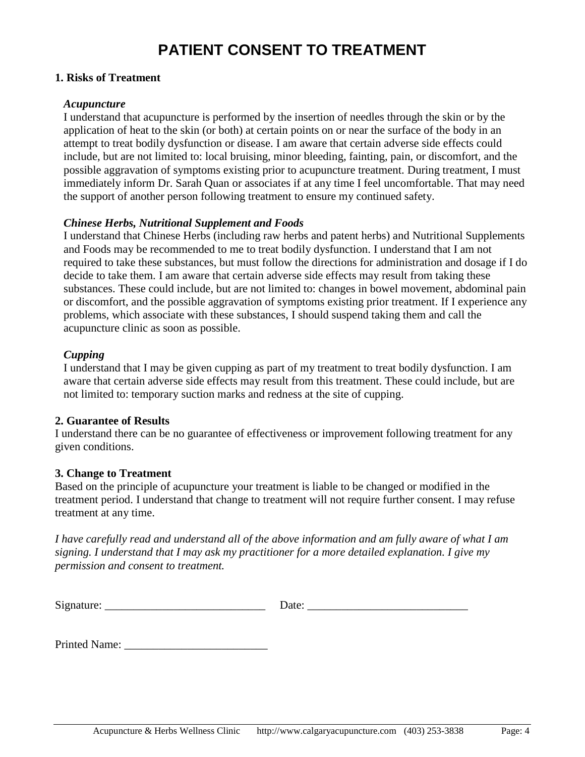# PATIENT CONSENT TO TREATMENT

**1. Risks of Treatment**

***Acupuncture***

I understand that acupuncture is performed by the insertion of needles through the skin or by the application of heat to the skin (or both) at certain points on or near the surface of the body in an attempt to treat bodily dysfunction or disease. I am aware that certain adverse side effects could include, but are not limited to: local bruising, minor bleeding, fainting, pain, or discomfort, and the possible aggravation of symptoms existing prior to acupuncture treatment. During treatment, I must immediately inform Dr. Sarah Quan or associates if at any time I feel uncomfortable. That may need the support of another person following treatment to ensure my continued safety.

***Chinese Herbs, Nutritional Supplement and Foods***

I understand that Chinese Herbs (including raw herbs and patent herbs) and Nutritional Supplements and Foods may be recommended to me to treat bodily dysfunction. I understand that I am not required to take these substances, but must follow the directions for administration and dosage if I do decide to take them. I am aware that certain adverse side effects may result from taking these substances. These could include, but are not limited to: changes in bowel movement, abdominal pain or discomfort, and the possible aggravation of symptoms existing prior treatment. If I experience any problems, which associate with these substances, I should suspend taking them and call the acupuncture clinic as soon as possible.

***Cupping***

I understand that I may be given cupping as part of my treatment to treat bodily dysfunction. I am aware that certain adverse side effects may result from this treatment. These could include, but are not limited to: temporary suction marks and redness at the site of cupping.

**2. Guarantee of Results**

I understand there can be no guarantee of effectiveness or improvement following treatment for any given conditions.

**3. Change to Treatment**

Based on the principle of acupuncture your treatment is liable to be changed or modified in the treatment period. I understand that change to treatment will not require further consent. I may refuse treatment at any time.

*I have carefully read and understand all of the above information and am fully aware of what I am signing. I understand that I may ask my practitioner for a more detailed explanation. I give my permission and consent to treatment.*

Signature: ____________________________ Date: ____________________________

Printed Name: _________________________